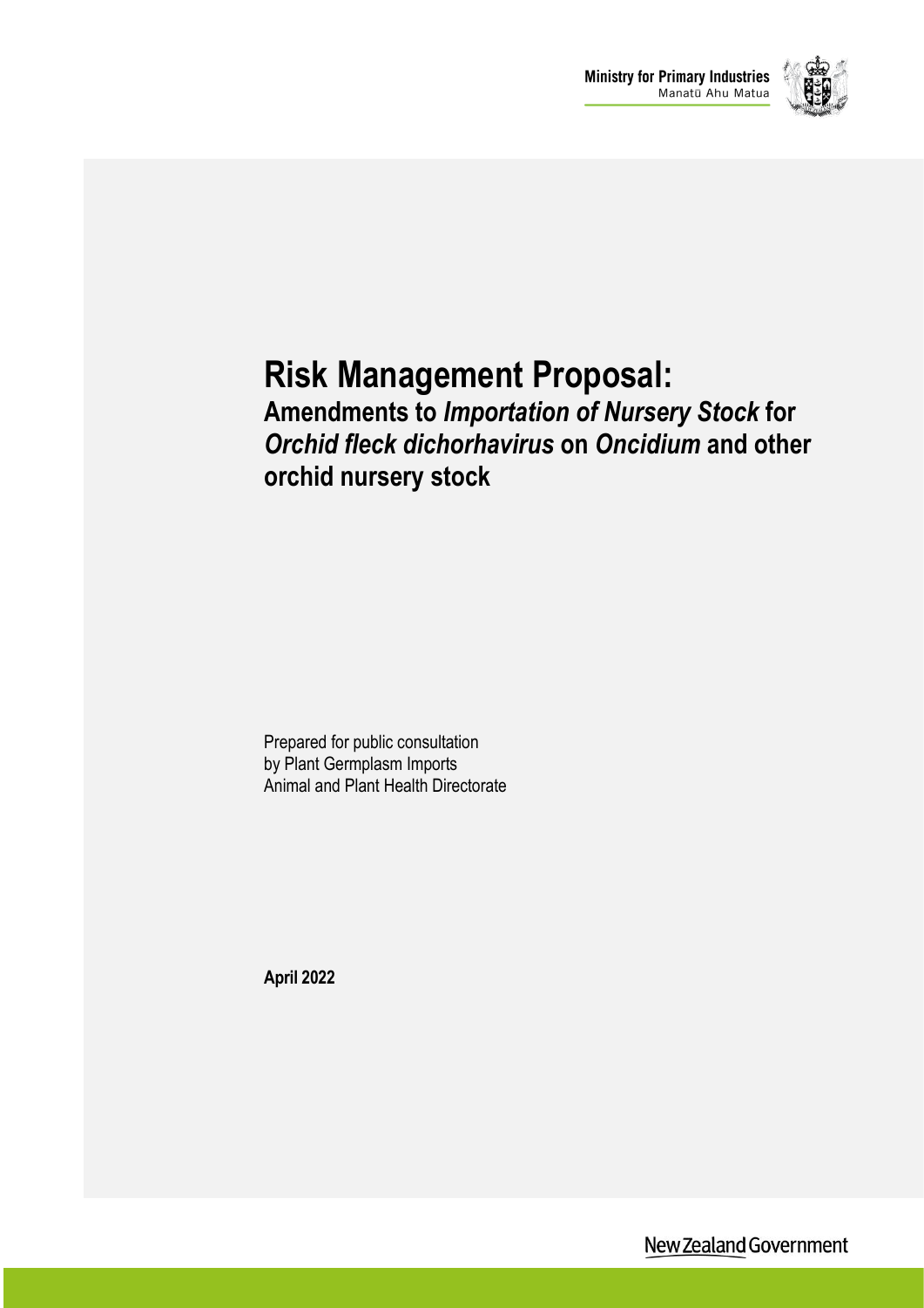Ministry for Primary Industries
Manatū Ahu Matua

# Risk Management Proposal:

## Amendments to *Importation of Nursery Stock* for *Orchid fleck dichorhavirus* on *Oncidium* and other orchid nursery stock

Prepared for public consultation
by Plant Germplasm Imports
Animal and Plant Health Directorate

**April 2022**

New Zealand Government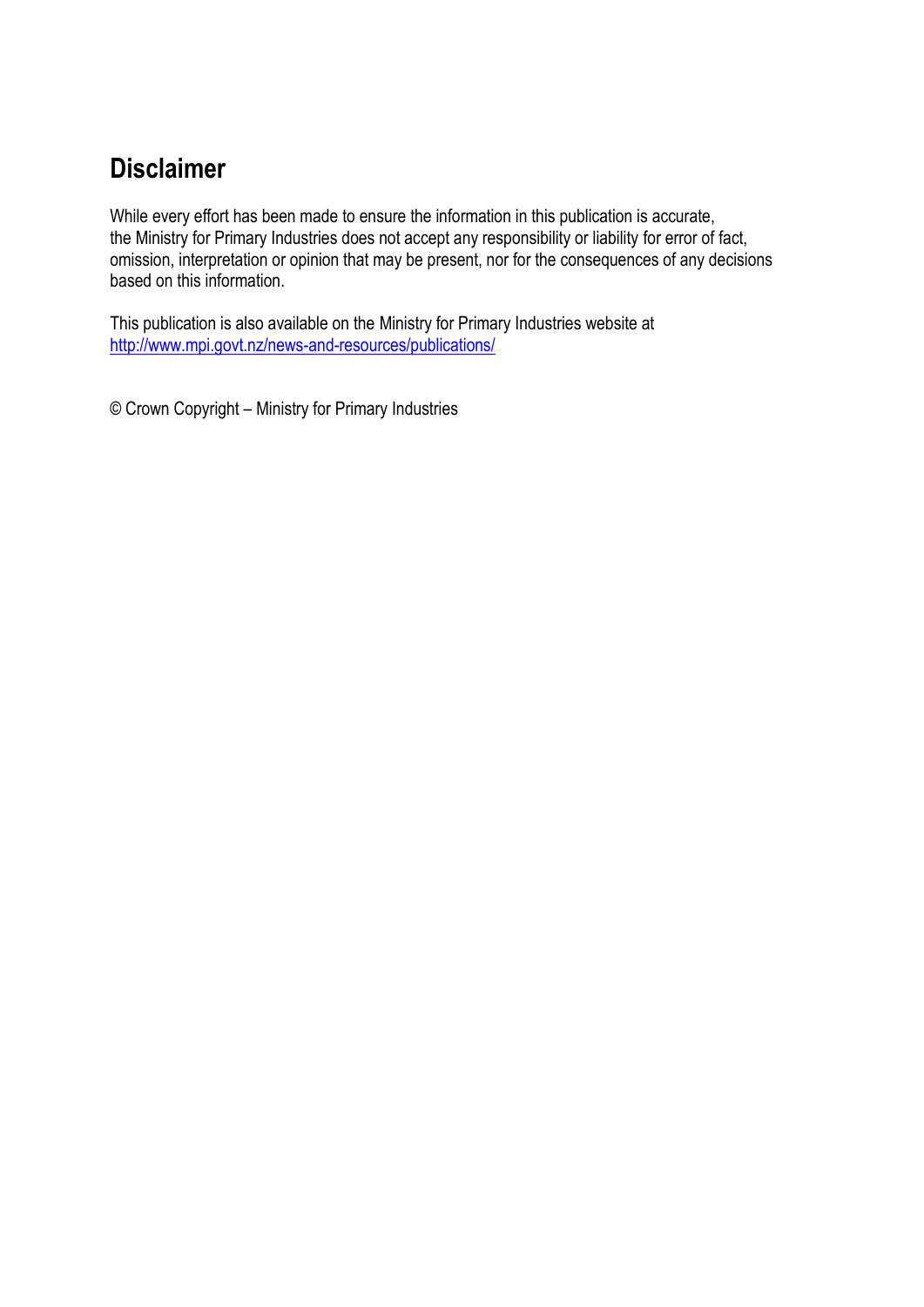# Disclaimer

While every effort has been made to ensure the information in this publication is accurate, the Ministry for Primary Industries does not accept any responsibility or liability for error of fact, omission, interpretation or opinion that may be present, nor for the consequences of any decisions based on this information.

This publication is also available on the Ministry for Primary Industries website at http://www.mpi.govt.nz/news-and-resources/publications/

© Crown Copyright – Ministry for Primary Industries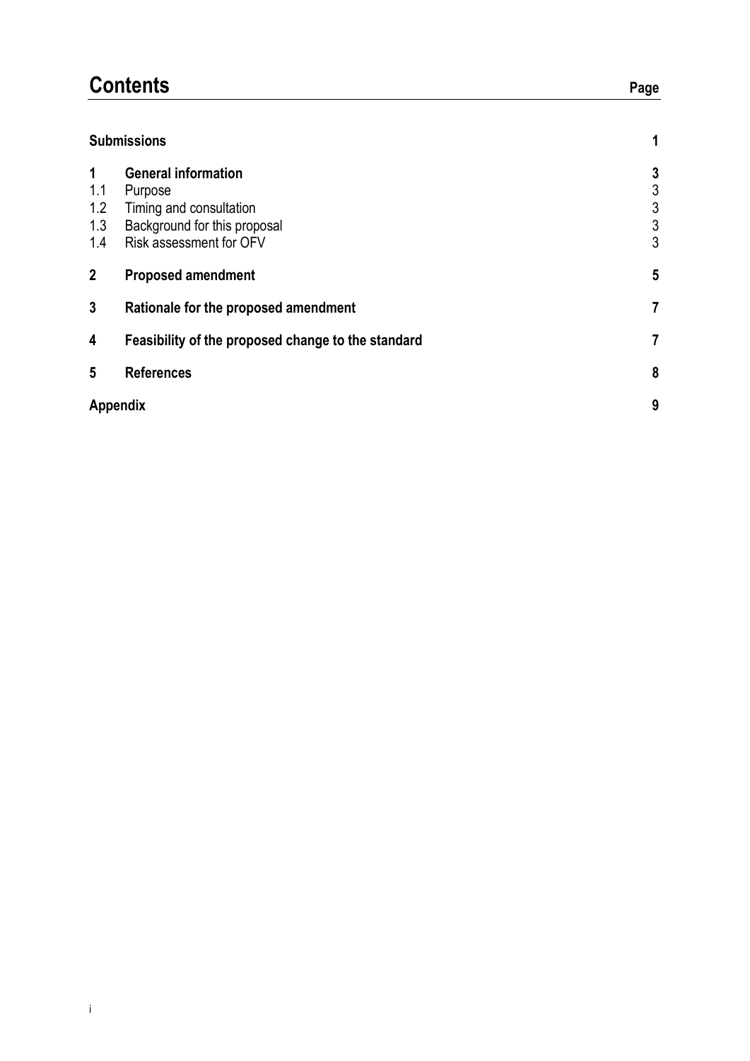# Contents

| | | Page |
|---|---|---|
| **Submissions** | | **1** |
| **1** | **General information** | **3** |
| 1.1 | Purpose | 3 |
| 1.2 | Timing and consultation | 3 |
| 1.3 | Background for this proposal | 3 |
| 1.4 | Risk assessment for OFV | 3 |
| **2** | **Proposed amendment** | **5** |
| **3** | **Rationale for the proposed amendment** | **7** |
| **4** | **Feasibility of the proposed change to the standard** | **7** |
| **5** | **References** | **8** |
| **Appendix** | | **9** |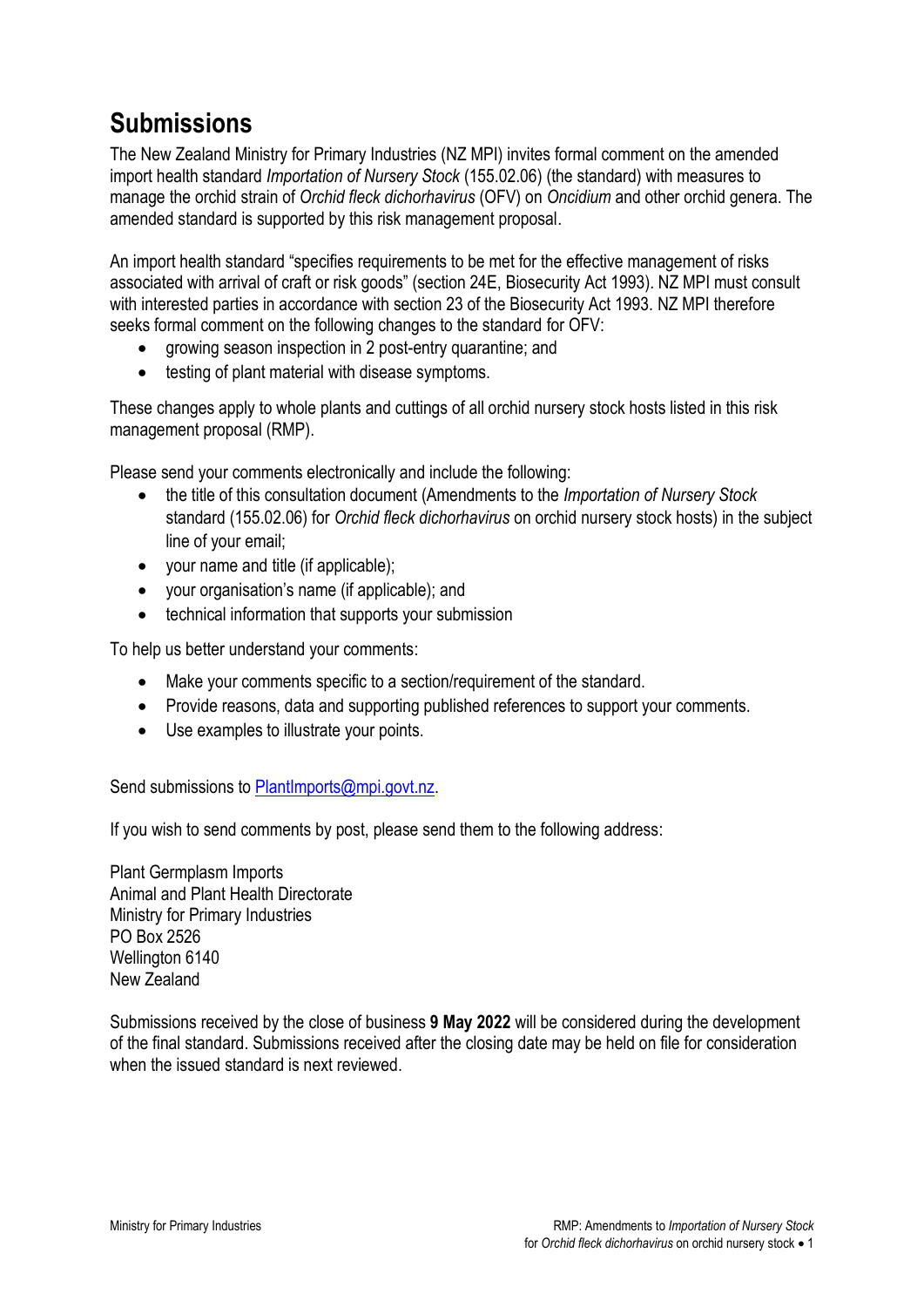# Submissions

The New Zealand Ministry for Primary Industries (NZ MPI) invites formal comment on the amended import health standard *Importation of Nursery Stock* (155.02.06) (the standard) with measures to manage the orchid strain of *Orchid fleck dichorhavirus* (OFV) on *Oncidium* and other orchid genera. The amended standard is supported by this risk management proposal.

An import health standard "specifies requirements to be met for the effective management of risks associated with arrival of craft or risk goods" (section 24E, Biosecurity Act 1993). NZ MPI must consult with interested parties in accordance with section 23 of the Biosecurity Act 1993. NZ MPI therefore seeks formal comment on the following changes to the standard for OFV:

- growing season inspection in 2 post-entry quarantine; and
- testing of plant material with disease symptoms.

These changes apply to whole plants and cuttings of all orchid nursery stock hosts listed in this risk management proposal (RMP).

Please send your comments electronically and include the following:

- the title of this consultation document (Amendments to the *Importation of Nursery Stock* standard (155.02.06) for *Orchid fleck dichorhavirus* on orchid nursery stock hosts) in the subject line of your email;
- your name and title (if applicable);
- your organisation's name (if applicable); and
- technical information that supports your submission

To help us better understand your comments:

- Make your comments specific to a section/requirement of the standard.
- Provide reasons, data and supporting published references to support your comments.
- Use examples to illustrate your points.

Send submissions to PlantImports@mpi.govt.nz.

If you wish to send comments by post, please send them to the following address:

Plant Germplasm Imports
Animal and Plant Health Directorate
Ministry for Primary Industries
PO Box 2526
Wellington 6140
New Zealand

Submissions received by the close of business **9 May 2022** will be considered during the development of the final standard. Submissions received after the closing date may be held on file for consideration when the issued standard is next reviewed.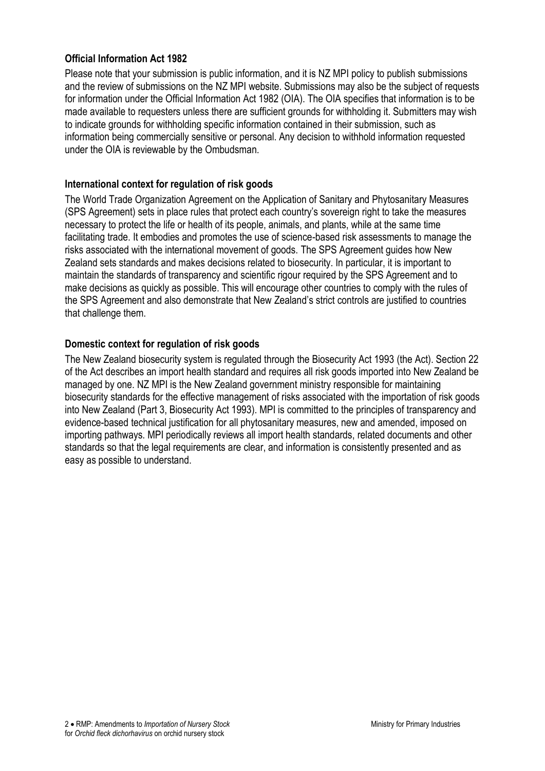**Official Information Act 1982**

Please note that your submission is public information, and it is NZ MPI policy to publish submissions and the review of submissions on the NZ MPI website. Submissions may also be the subject of requests for information under the Official Information Act 1982 (OIA). The OIA specifies that information is to be made available to requesters unless there are sufficient grounds for withholding it. Submitters may wish to indicate grounds for withholding specific information contained in their submission, such as information being commercially sensitive or personal. Any decision to withhold information requested under the OIA is reviewable by the Ombudsman.

**International context for regulation of risk goods**

The World Trade Organization Agreement on the Application of Sanitary and Phytosanitary Measures (SPS Agreement) sets in place rules that protect each country's sovereign right to take the measures necessary to protect the life or health of its people, animals, and plants, while at the same time facilitating trade. It embodies and promotes the use of science-based risk assessments to manage the risks associated with the international movement of goods. The SPS Agreement guides how New Zealand sets standards and makes decisions related to biosecurity. In particular, it is important to maintain the standards of transparency and scientific rigour required by the SPS Agreement and to make decisions as quickly as possible. This will encourage other countries to comply with the rules of the SPS Agreement and also demonstrate that New Zealand's strict controls are justified to countries that challenge them.

**Domestic context for regulation of risk goods**

The New Zealand biosecurity system is regulated through the Biosecurity Act 1993 (the Act). Section 22 of the Act describes an import health standard and requires all risk goods imported into New Zealand be managed by one. NZ MPI is the New Zealand government ministry responsible for maintaining biosecurity standards for the effective management of risks associated with the importation of risk goods into New Zealand (Part 3, Biosecurity Act 1993). MPI is committed to the principles of transparency and evidence-based technical justification for all phytosanitary measures, new and amended, imposed on importing pathways. MPI periodically reviews all import health standards, related documents and other standards so that the legal requirements are clear, and information is consistently presented and as easy as possible to understand.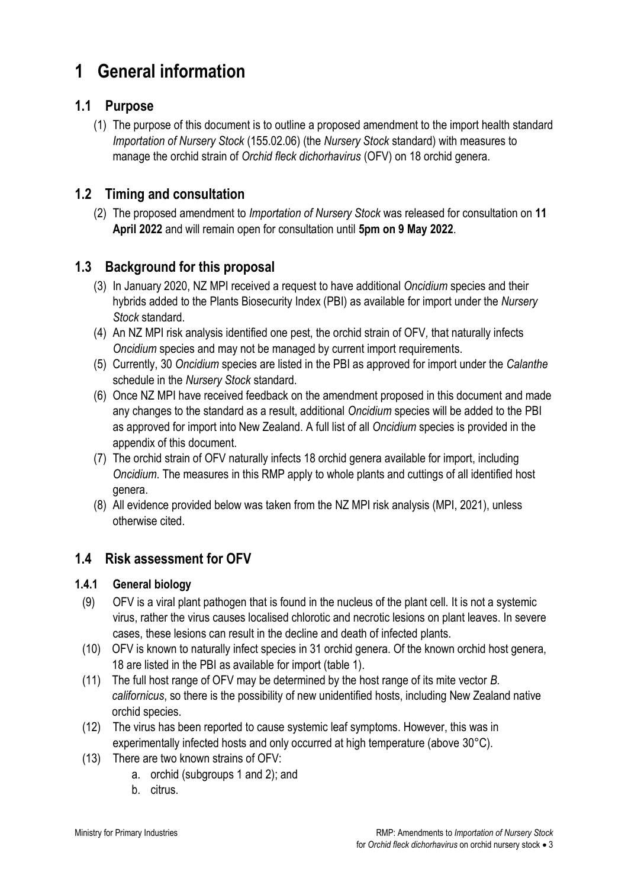# 1 General information

## 1.1 Purpose

(1) The purpose of this document is to outline a proposed amendment to the import health standard *Importation of Nursery Stock* (155.02.06) (the *Nursery Stock* standard) with measures to manage the orchid strain of *Orchid fleck dichorhavirus* (OFV) on 18 orchid genera.

## 1.2 Timing and consultation

(2) The proposed amendment to *Importation of Nursery Stock* was released for consultation on **11 April 2022** and will remain open for consultation until **5pm on 9 May 2022**.

## 1.3 Background for this proposal

(3) In January 2020, NZ MPI received a request to have additional *Oncidium* species and their hybrids added to the Plants Biosecurity Index (PBI) as available for import under the *Nursery Stock* standard.

(4) An NZ MPI risk analysis identified one pest, the orchid strain of OFV*,* that naturally infects *Oncidium* species and may not be managed by current import requirements.

(5) Currently, 30 *Oncidium* species are listed in the PBI as approved for import under the *Calanthe* schedule in the *Nursery Stock* standard.

(6) Once NZ MPI have received feedback on the amendment proposed in this document and made any changes to the standard as a result, additional *Oncidium* species will be added to the PBI as approved for import into New Zealand. A full list of all *Oncidium* species is provided in the appendix of this document.

(7) The orchid strain of OFV naturally infects 18 orchid genera available for import, including *Oncidium*. The measures in this RMP apply to whole plants and cuttings of all identified host genera.

(8) All evidence provided below was taken from the NZ MPI risk analysis (MPI, 2021), unless otherwise cited.

## 1.4 Risk assessment for OFV

### 1.4.1 General biology

(9) OFV is a viral plant pathogen that is found in the nucleus of the plant cell. It is not a systemic virus, rather the virus causes localised chlorotic and necrotic lesions on plant leaves. In severe cases, these lesions can result in the decline and death of infected plants.

(10) OFV is known to naturally infect species in 31 orchid genera. Of the known orchid host genera, 18 are listed in the PBI as available for import (table 1).

(11) The full host range of OFV may be determined by the host range of its mite vector *B. californicus*, so there is the possibility of new unidentified hosts, including New Zealand native orchid species.

(12) The virus has been reported to cause systemic leaf symptoms. However, this was in experimentally infected hosts and only occurred at high temperature (above 30°C).

(13) There are two known strains of OFV:

a. orchid (subgroups 1 and 2); and

b. citrus.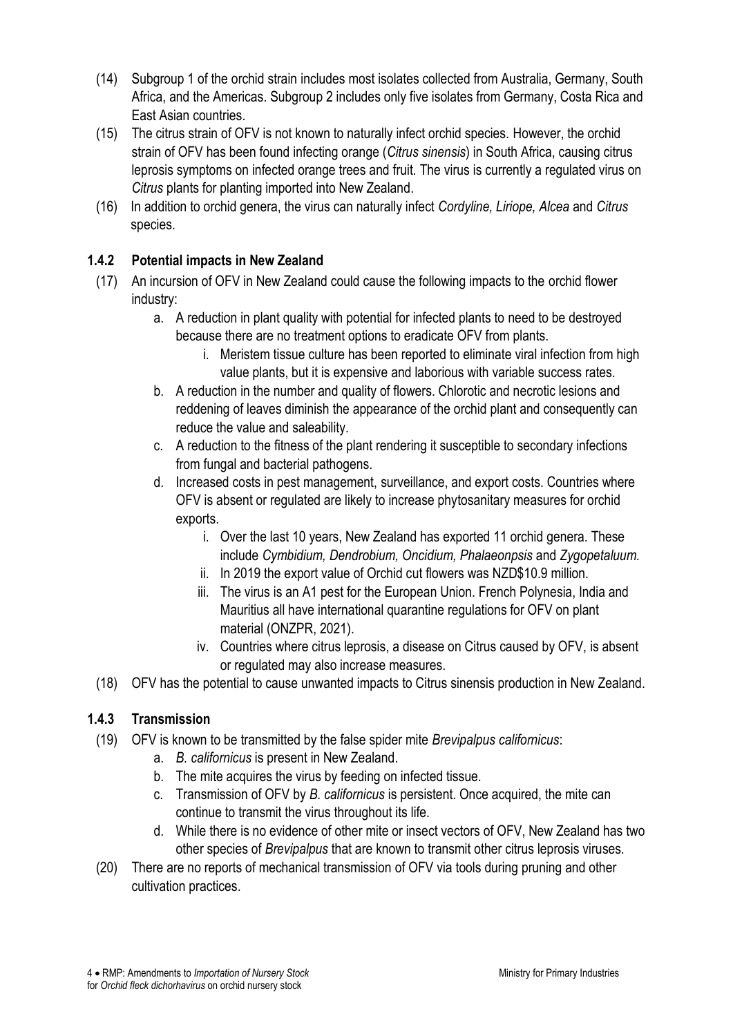(14) Subgroup 1 of the orchid strain includes most isolates collected from Australia, Germany, South Africa, and the Americas. Subgroup 2 includes only five isolates from Germany, Costa Rica and East Asian countries.

(15) The citrus strain of OFV is not known to naturally infect orchid species. However, the orchid strain of OFV has been found infecting orange (*Citrus sinensis*) in South Africa, causing citrus leprosis symptoms on infected orange trees and fruit. The virus is currently a regulated virus on *Citrus* plants for planting imported into New Zealand.

(16) In addition to orchid genera, the virus can naturally infect *Cordyline, Liriope, Alcea* and *Citrus* species.

### 1.4.2 Potential impacts in New Zealand

(17) An incursion of OFV in New Zealand could cause the following impacts to the orchid flower industry:

a. A reduction in plant quality with potential for infected plants to need to be destroyed because there are no treatment options to eradicate OFV from plants.
   i. Meristem tissue culture has been reported to eliminate viral infection from high value plants, but it is expensive and laborious with variable success rates.

b. A reduction in the number and quality of flowers. Chlorotic and necrotic lesions and reddening of leaves diminish the appearance of the orchid plant and consequently can reduce the value and saleability.

c. A reduction to the fitness of the plant rendering it susceptible to secondary infections from fungal and bacterial pathogens.

d. Increased costs in pest management, surveillance, and export costs. Countries where OFV is absent or regulated are likely to increase phytosanitary measures for orchid exports.
   i. Over the last 10 years, New Zealand has exported 11 orchid genera. These include *Cymbidium, Dendrobium, Oncidium, Phalaeonpsis* and *Zygopetaluum.*
   ii. In 2019 the export value of Orchid cut flowers was NZD$10.9 million.
   iii. The virus is an A1 pest for the European Union. French Polynesia, India and Mauritius all have international quarantine regulations for OFV on plant material (ONZPR, 2021).
   iv. Countries where citrus leprosis, a disease on Citrus caused by OFV, is absent or regulated may also increase measures.

(18) OFV has the potential to cause unwanted impacts to Citrus sinensis production in New Zealand.

### 1.4.3 Transmission

(19) OFV is known to be transmitted by the false spider mite *Brevipalpus californicus*:

a. *B. californicus* is present in New Zealand.

b. The mite acquires the virus by feeding on infected tissue.

c. Transmission of OFV by *B. californicus* is persistent. Once acquired, the mite can continue to transmit the virus throughout its life.

d. While there is no evidence of other mite or insect vectors of OFV, New Zealand has two other species of *Brevipalpus* that are known to transmit other citrus leprosis viruses.

(20) There are no reports of mechanical transmission of OFV via tools during pruning and other cultivation practices.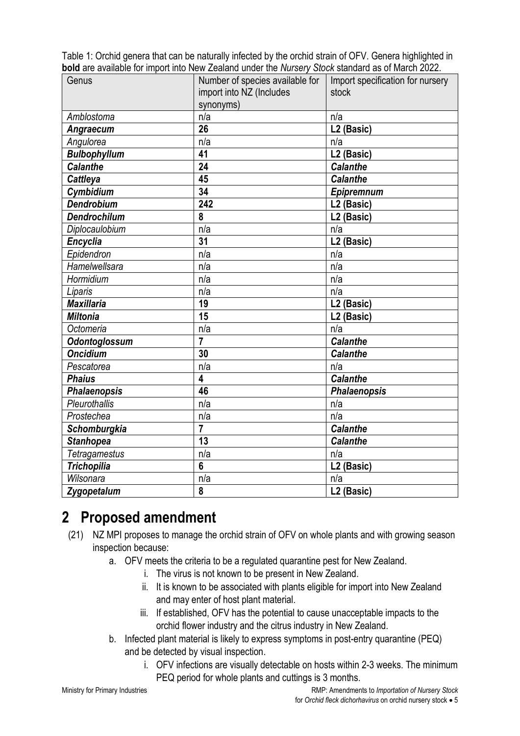Table 1: Orchid genera that can be naturally infected by the orchid strain of OFV. Genera highlighted in **bold** are available for import into New Zealand under the *Nursery Stock* standard as of March 2022.

| Genus | Number of species available for import into NZ (Includes synonyms) | Import specification for nursery stock |
|---|---|---|
| *Amblostoma* | n/a | n/a |
| ***Angraecum*** | **26** | **L2 (Basic)** |
| *Angulorea* | n/a | n/a |
| ***Bulbophyllum*** | **41** | **L2 (Basic)** |
| ***Calanthe*** | **24** | ***Calanthe*** |
| ***Cattleya*** | **45** | ***Calanthe*** |
| ***Cymbidium*** | **34** | ***Epipremnum*** |
| ***Dendrobium*** | **242** | **L2 (Basic)** |
| ***Dendrochilum*** | **8** | **L2 (Basic)** |
| *Diplocaulobium* | n/a | n/a |
| ***Encyclia*** | **31** | **L2 (Basic)** |
| *Epidendron* | n/a | n/a |
| *Hamelwellsara* | n/a | n/a |
| *Hormidium* | n/a | n/a |
| *Liparis* | n/a | n/a |
| ***Maxillaria*** | **19** | **L2 (Basic)** |
| ***Miltonia*** | **15** | **L2 (Basic)** |
| *Octomeria* | n/a | n/a |
| ***Odontoglossum*** | **7** | ***Calanthe*** |
| ***Oncidium*** | **30** | ***Calanthe*** |
| *Pescatorea* | n/a | n/a |
| ***Phaius*** | **4** | ***Calanthe*** |
| ***Phalaenopsis*** | **46** | ***Phalaenopsis*** |
| *Pleurothallis* | n/a | n/a |
| *Prostechea* | n/a | n/a |
| ***Schomburgkia*** | **7** | ***Calanthe*** |
| ***Stanhopea*** | **13** | ***Calanthe*** |
| *Tetragamestus* | n/a | n/a |
| ***Trichopilia*** | **6** | **L2 (Basic)** |
| *Wilsonara* | n/a | n/a |
| ***Zygopetalum*** | **8** | **L2 (Basic)** |

# 2 Proposed amendment

(21) NZ MPI proposes to manage the orchid strain of OFV on whole plants and with growing season inspection because:

a. OFV meets the criteria to be a regulated quarantine pest for New Zealand.
   - i. The virus is not known to be present in New Zealand.
   - ii. It is known to be associated with plants eligible for import into New Zealand and may enter of host plant material.
   - iii. If established, OFV has the potential to cause unacceptable impacts to the orchid flower industry and the citrus industry in New Zealand.

b. Infected plant material is likely to express symptoms in post-entry quarantine (PEQ) and be detected by visual inspection.
   - i. OFV infections are visually detectable on hosts within 2-3 weeks. The minimum PEQ period for whole plants and cuttings is 3 months.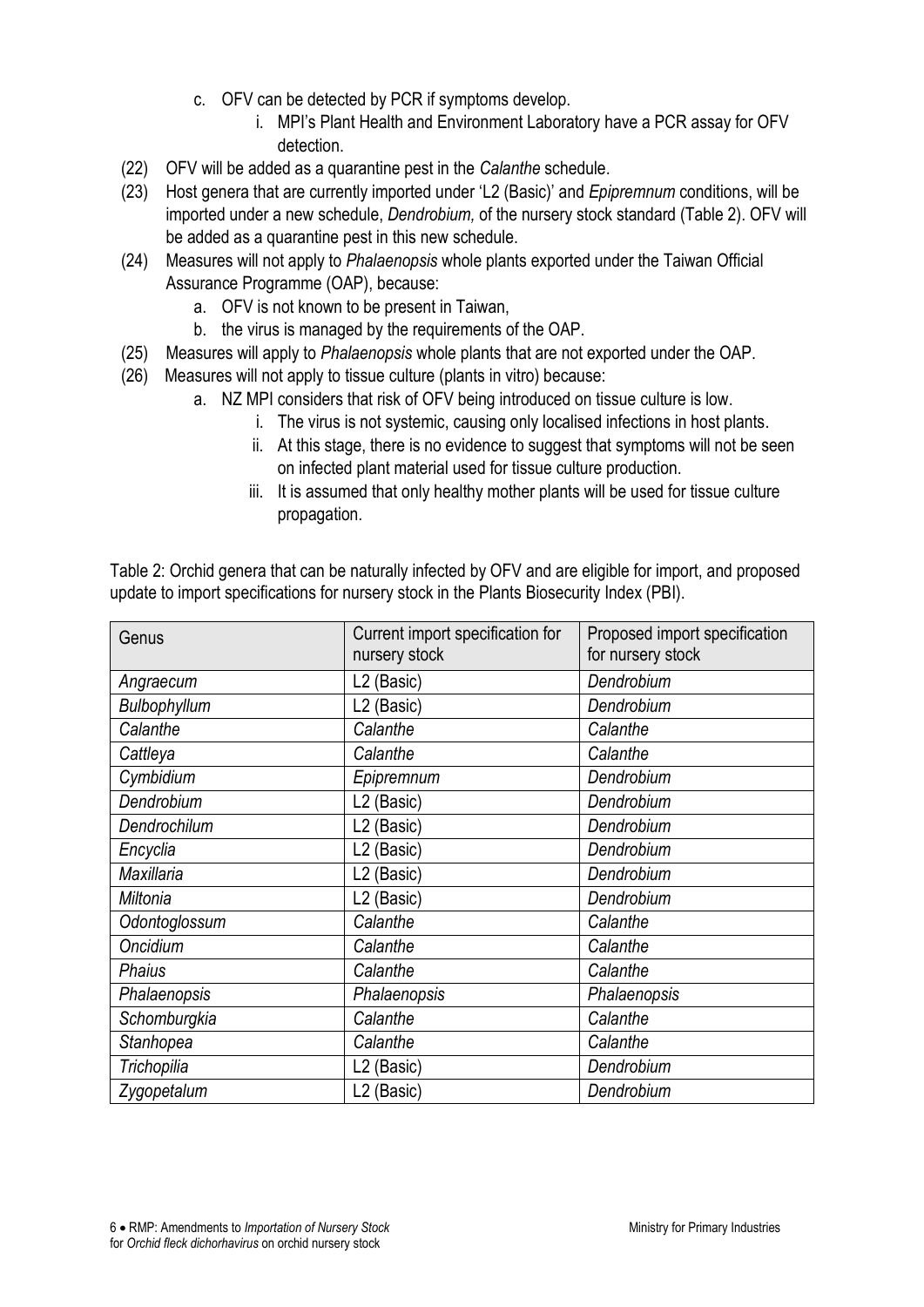c. OFV can be detected by PCR if symptoms develop.
   i. MPI's Plant Health and Environment Laboratory have a PCR assay for OFV detection.

(22) OFV will be added as a quarantine pest in the *Calanthe* schedule.

(23) Host genera that are currently imported under 'L2 (Basic)' and *Epipremnum* conditions, will be imported under a new schedule, *Dendrobium,* of the nursery stock standard (Table 2). OFV will be added as a quarantine pest in this new schedule.

(24) Measures will not apply to *Phalaenopsis* whole plants exported under the Taiwan Official Assurance Programme (OAP), because:
   a. OFV is not known to be present in Taiwan,
   b. the virus is managed by the requirements of the OAP.

(25) Measures will apply to *Phalaenopsis* whole plants that are not exported under the OAP.

(26) Measures will not apply to tissue culture (plants in vitro) because:
   a. NZ MPI considers that risk of OFV being introduced on tissue culture is low.
      i. The virus is not systemic, causing only localised infections in host plants.
      ii. At this stage, there is no evidence to suggest that symptoms will not be seen on infected plant material used for tissue culture production.
      iii. It is assumed that only healthy mother plants will be used for tissue culture propagation.

Table 2: Orchid genera that can be naturally infected by OFV and are eligible for import, and proposed update to import specifications for nursery stock in the Plants Biosecurity Index (PBI).

| Genus | Current import specification for nursery stock | Proposed import specification for nursery stock |
|---|---|---|
| *Angraecum* | L2 (Basic) | *Dendrobium* |
| *Bulbophyllum* | L2 (Basic) | *Dendrobium* |
| *Calanthe* | *Calanthe* | *Calanthe* |
| *Cattleya* | *Calanthe* | *Calanthe* |
| *Cymbidium* | *Epipremnum* | *Dendrobium* |
| *Dendrobium* | L2 (Basic) | *Dendrobium* |
| *Dendrochilum* | L2 (Basic) | *Dendrobium* |
| *Encyclia* | L2 (Basic) | *Dendrobium* |
| *Maxillaria* | L2 (Basic) | *Dendrobium* |
| *Miltonia* | L2 (Basic) | *Dendrobium* |
| *Odontoglossum* | *Calanthe* | *Calanthe* |
| *Oncidium* | *Calanthe* | *Calanthe* |
| *Phaius* | *Calanthe* | *Calanthe* |
| *Phalaenopsis* | *Phalaenopsis* | *Phalaenopsis* |
| *Schomburgkia* | *Calanthe* | *Calanthe* |
| *Stanhopea* | *Calanthe* | *Calanthe* |
| *Trichopilia* | L2 (Basic) | *Dendrobium* |
| *Zygopetalum* | L2 (Basic) | *Dendrobium* |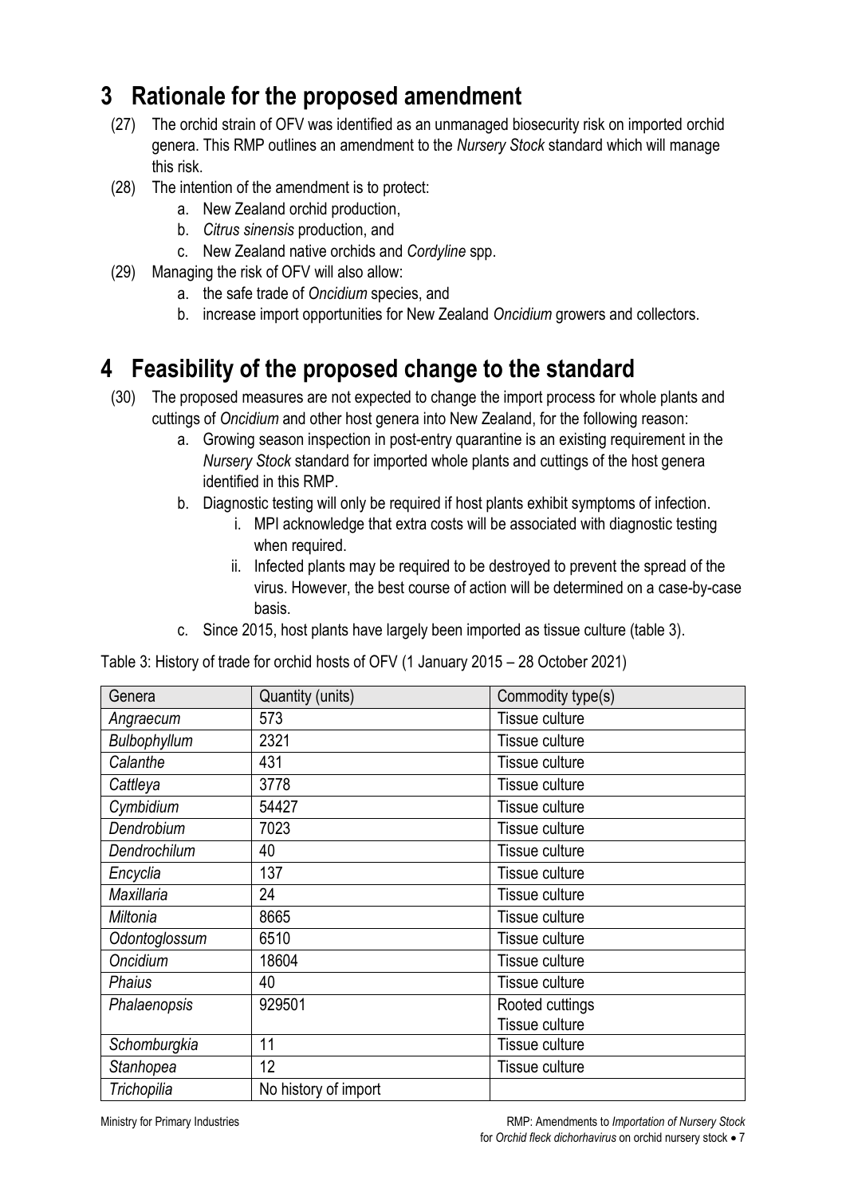# 3 Rationale for the proposed amendment

(27) The orchid strain of OFV was identified as an unmanaged biosecurity risk on imported orchid genera. This RMP outlines an amendment to the *Nursery Stock* standard which will manage this risk.

(28) The intention of the amendment is to protect:

- a. New Zealand orchid production,
- b. *Citrus sinensis* production, and
- c. New Zealand native orchids and *Cordyline* spp.

(29) Managing the risk of OFV will also allow:

- a. the safe trade of *Oncidium* species, and
- b. increase import opportunities for New Zealand *Oncidium* growers and collectors.

# 4 Feasibility of the proposed change to the standard

(30) The proposed measures are not expected to change the import process for whole plants and cuttings of *Oncidium* and other host genera into New Zealand, for the following reason:

- a. Growing season inspection in post-entry quarantine is an existing requirement in the *Nursery Stock* standard for imported whole plants and cuttings of the host genera identified in this RMP.
- b. Diagnostic testing will only be required if host plants exhibit symptoms of infection.
  - i. MPI acknowledge that extra costs will be associated with diagnostic testing when required.
  - ii. Infected plants may be required to be destroyed to prevent the spread of the virus. However, the best course of action will be determined on a case-by-case basis.
- c. Since 2015, host plants have largely been imported as tissue culture (table 3).

Table 3: History of trade for orchid hosts of OFV (1 January 2015 – 28 October 2021)

| Genera | Quantity (units) | Commodity type(s) |
|---|---|---|
| *Angraecum* | 573 | Tissue culture |
| *Bulbophyllum* | 2321 | Tissue culture |
| *Calanthe* | 431 | Tissue culture |
| *Cattleya* | 3778 | Tissue culture |
| *Cymbidium* | 54427 | Tissue culture |
| *Dendrobium* | 7023 | Tissue culture |
| *Dendrochilum* | 40 | Tissue culture |
| *Encyclia* | 137 | Tissue culture |
| *Maxillaria* | 24 | Tissue culture |
| *Miltonia* | 8665 | Tissue culture |
| *Odontoglossum* | 6510 | Tissue culture |
| *Oncidium* | 18604 | Tissue culture |
| *Phaius* | 40 | Tissue culture |
| *Phalaenopsis* | 929501 | Rooted cuttings<br>Tissue culture |
| *Schomburgkia* | 11 | Tissue culture |
| *Stanhopea* | 12 | Tissue culture |
| *Trichopilia* | No history of import | |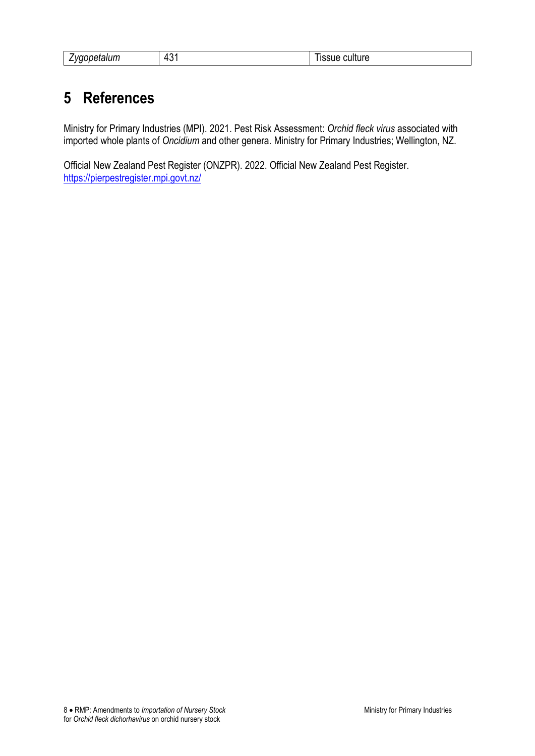| *Zygopetalum* | 431 | Tissue culture |
|---|---|---|

# 5 References

Ministry for Primary Industries (MPI). 2021. Pest Risk Assessment: *Orchid fleck virus* associated with imported whole plants of *Oncidium* and other genera. Ministry for Primary Industries; Wellington, NZ.

Official New Zealand Pest Register (ONZPR). 2022. Official New Zealand Pest Register. https://pierpestregister.mpi.govt.nz/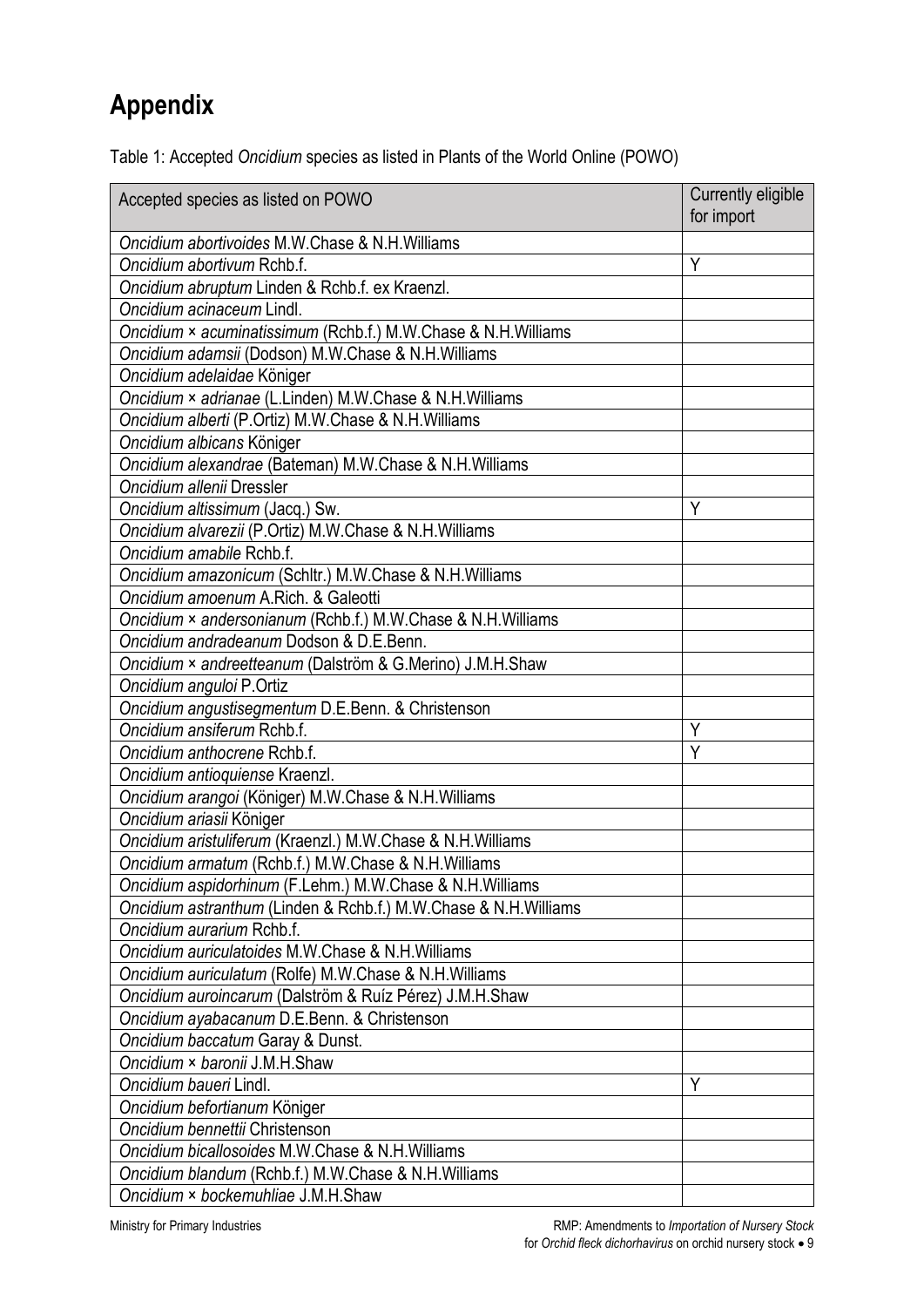# Appendix

Table 1: Accepted *Oncidium* species as listed in Plants of the World Online (POWO)

| Accepted species as listed on POWO | Currently eligible for import |
|---|---|
| *Oncidium abortivoides* M.W.Chase & N.H.Williams | |
| *Oncidium abortivum* Rchb.f. | Y |
| *Oncidium abruptum* Linden & Rchb.f. ex Kraenzl. | |
| *Oncidium acinaceum* Lindl. | |
| *Oncidium × acuminatissimum* (Rchb.f.) M.W.Chase & N.H.Williams | |
| *Oncidium adamsii* (Dodson) M.W.Chase & N.H.Williams | |
| *Oncidium adelaidae* Königer | |
| *Oncidium × adrianae* (L.Linden) M.W.Chase & N.H.Williams | |
| *Oncidium alberti* (P.Ortiz) M.W.Chase & N.H.Williams | |
| *Oncidium albicans* Königer | |
| *Oncidium alexandrae* (Bateman) M.W.Chase & N.H.Williams | |
| *Oncidium allenii* Dressler | |
| *Oncidium altissimum* (Jacq.) Sw. | Y |
| *Oncidium alvarezii* (P.Ortiz) M.W.Chase & N.H.Williams | |
| *Oncidium amabile* Rchb.f. | |
| *Oncidium amazonicum* (Schltr.) M.W.Chase & N.H.Williams | |
| *Oncidium amoenum* A.Rich. & Galeotti | |
| *Oncidium × andersonianum* (Rchb.f.) M.W.Chase & N.H.Williams | |
| *Oncidium andradeanum* Dodson & D.E.Benn. | |
| *Oncidium × andreetteanum* (Dalström & G.Merino) J.M.H.Shaw | |
| *Oncidium anguloi* P.Ortiz | |
| *Oncidium angustisegmentum* D.E.Benn. & Christenson | |
| *Oncidium ansiferum* Rchb.f. | Y |
| *Oncidium anthocrene* Rchb.f. | Y |
| *Oncidium antioquiense* Kraenzl. | |
| *Oncidium arangoi* (Königer) M.W.Chase & N.H.Williams | |
| *Oncidium ariasii* Königer | |
| *Oncidium aristuliferum* (Kraenzl.) M.W.Chase & N.H.Williams | |
| *Oncidium armatum* (Rchb.f.) M.W.Chase & N.H.Williams | |
| *Oncidium aspidorhinum* (F.Lehm.) M.W.Chase & N.H.Williams | |
| *Oncidium astranthum* (Linden & Rchb.f.) M.W.Chase & N.H.Williams | |
| *Oncidium aurarium* Rchb.f. | |
| *Oncidium auriculatoides* M.W.Chase & N.H.Williams | |
| *Oncidium auriculatum* (Rolfe) M.W.Chase & N.H.Williams | |
| *Oncidium auroincarum* (Dalström & Ruíz Pérez) J.M.H.Shaw | |
| *Oncidium ayabacanum* D.E.Benn. & Christenson | |
| *Oncidium baccatum* Garay & Dunst. | |
| *Oncidium × baronii* J.M.H.Shaw | |
| *Oncidium baueri* Lindl. | Y |
| *Oncidium befortianum* Königer | |
| *Oncidium bennettii* Christenson | |
| *Oncidium bicallosoides* M.W.Chase & N.H.Williams | |
| *Oncidium blandum* (Rchb.f.) M.W.Chase & N.H.Williams | |
| *Oncidium × bockemuhliae* J.M.H.Shaw | |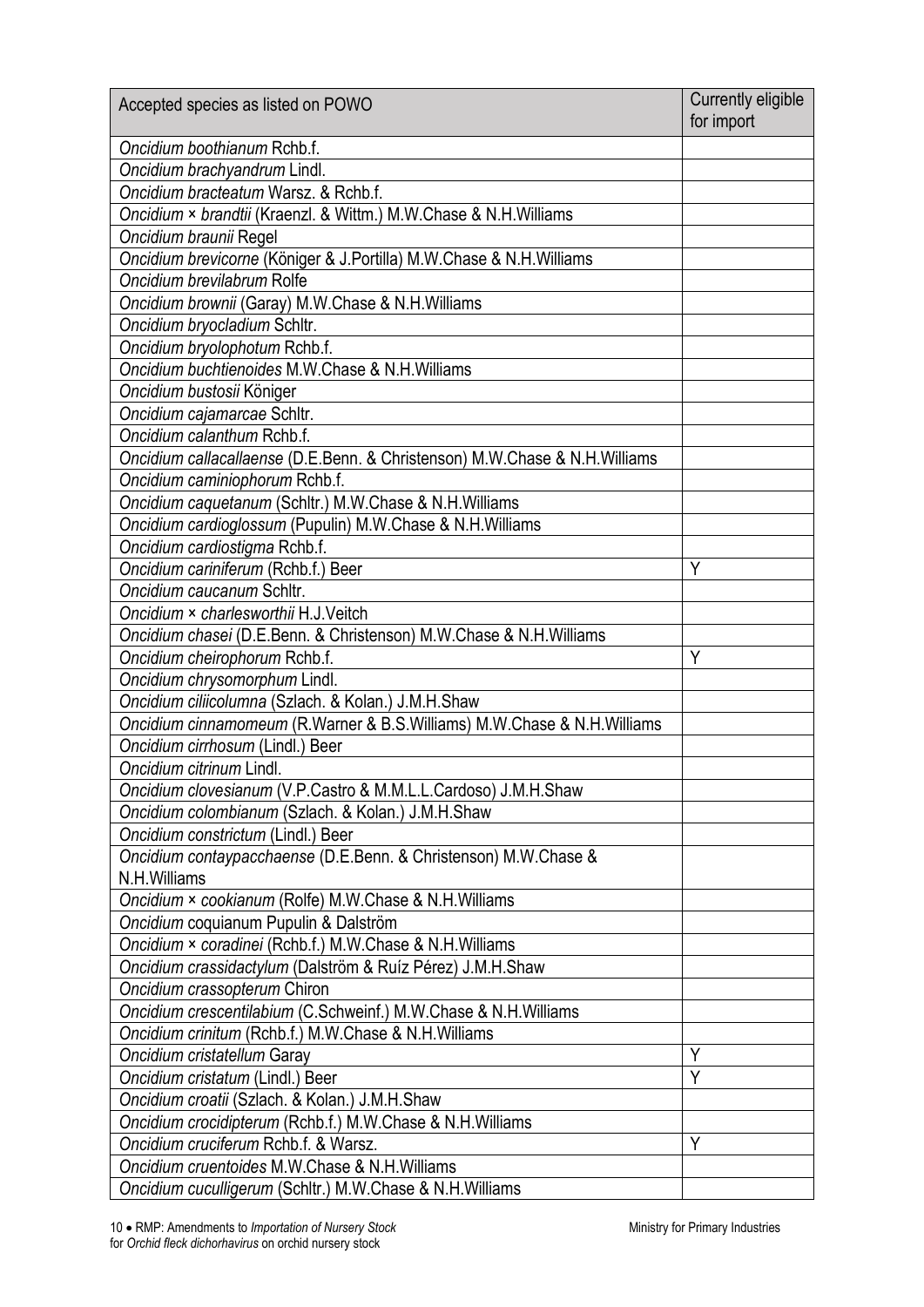| Accepted species as listed on POWO | Currently eligible for import |
|---|---|
| *Oncidium boothianum* Rchb.f. | |
| *Oncidium brachyandrum* Lindl. | |
| *Oncidium bracteatum* Warsz. & Rchb.f. | |
| *Oncidium × brandtii* (Kraenzl. & Wittm.) M.W.Chase & N.H.Williams | |
| *Oncidium braunii* Regel | |
| *Oncidium brevicorne* (Königer & J.Portilla) M.W.Chase & N.H.Williams | |
| *Oncidium brevilabrum* Rolfe | |
| *Oncidium brownii* (Garay) M.W.Chase & N.H.Williams | |
| *Oncidium bryocladium* Schltr. | |
| *Oncidium bryolophotum* Rchb.f. | |
| *Oncidium buchtienoides* M.W.Chase & N.H.Williams | |
| *Oncidium bustosii* Königer | |
| *Oncidium cajamarcae* Schltr. | |
| *Oncidium calanthum* Rchb.f. | |
| *Oncidium callacallaense* (D.E.Benn. & Christenson) M.W.Chase & N.H.Williams | |
| *Oncidium caminiophorum* Rchb.f. | |
| *Oncidium caquetanum* (Schltr.) M.W.Chase & N.H.Williams | |
| *Oncidium cardioglossum* (Pupulin) M.W.Chase & N.H.Williams | |
| *Oncidium cardiostigma* Rchb.f. | |
| *Oncidium cariniferum* (Rchb.f.) Beer | Y |
| *Oncidium caucanum* Schltr. | |
| *Oncidium × charlesworthii* H.J.Veitch | |
| *Oncidium chasei* (D.E.Benn. & Christenson) M.W.Chase & N.H.Williams | |
| *Oncidium cheirophorum* Rchb.f. | Y |
| *Oncidium chrysomorphum* Lindl. | |
| *Oncidium ciliicolumna* (Szlach. & Kolan.) J.M.H.Shaw | |
| *Oncidium cinnamomeum* (R.Warner & B.S.Williams) M.W.Chase & N.H.Williams | |
| *Oncidium cirrhosum* (Lindl.) Beer | |
| *Oncidium citrinum* Lindl. | |
| *Oncidium clovesianum* (V.P.Castro & M.M.L.L.Cardoso) J.M.H.Shaw | |
| *Oncidium colombianum* (Szlach. & Kolan.) J.M.H.Shaw | |
| *Oncidium constrictum* (Lindl.) Beer | |
| *Oncidium contaypacchaense* (D.E.Benn. & Christenson) M.W.Chase & N.H.Williams | |
| *Oncidium × cookianum* (Rolfe) M.W.Chase & N.H.Williams | |
| *Oncidium* coquianum Pupulin & Dalström | |
| *Oncidium × coradinei* (Rchb.f.) M.W.Chase & N.H.Williams | |
| *Oncidium crassidactylum* (Dalström & Ruíz Pérez) J.M.H.Shaw | |
| *Oncidium crassopterum* Chiron | |
| *Oncidium crescentilabium* (C.Schweinf.) M.W.Chase & N.H.Williams | |
| *Oncidium crinitum* (Rchb.f.) M.W.Chase & N.H.Williams | |
| *Oncidium cristatellum* Garay | Y |
| *Oncidium cristatum* (Lindl.) Beer | Y |
| *Oncidium croatii* (Szlach. & Kolan.) J.M.H.Shaw | |
| *Oncidium crocidipterum* (Rchb.f.) M.W.Chase & N.H.Williams | |
| *Oncidium cruciferum* Rchb.f. & Warsz. | Y |
| *Oncidium cruentoides* M.W.Chase & N.H.Williams | |
| *Oncidium cuculligerum* (Schltr.) M.W.Chase & N.H.Williams | |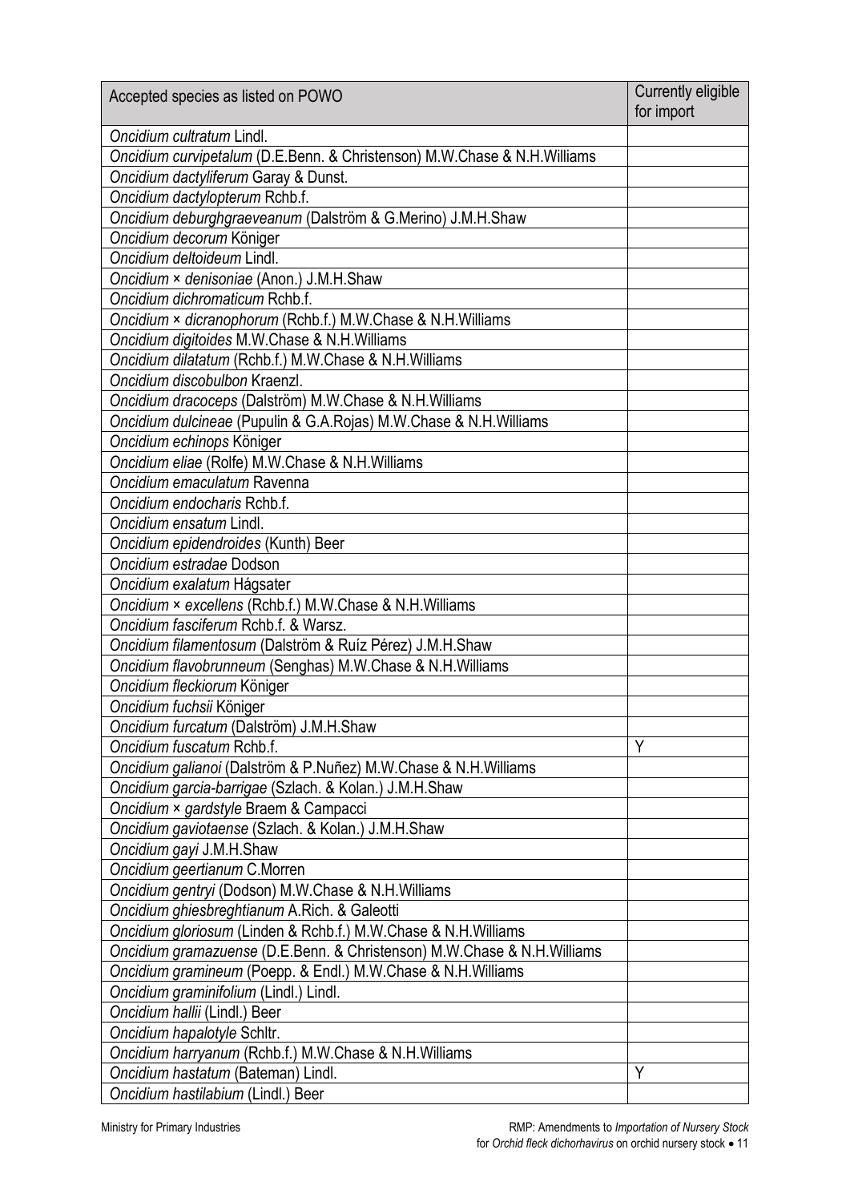| Accepted species as listed on POWO | Currently eligible for import |
|---|---|
| *Oncidium cultratum* Lindl. | |
| *Oncidium curvipetalum* (D.E.Benn. & Christenson) M.W.Chase & N.H.Williams | |
| *Oncidium dactyliferum* Garay & Dunst. | |
| *Oncidium dactylopterum* Rchb.f. | |
| *Oncidium deburghgraeveanum* (Dalström & G.Merino) J.M.H.Shaw | |
| *Oncidium decorum* Königer | |
| *Oncidium deltoideum* Lindl. | |
| *Oncidium × denisoniae* (Anon.) J.M.H.Shaw | |
| *Oncidium dichromaticum* Rchb.f. | |
| *Oncidium × dicranophorum* (Rchb.f.) M.W.Chase & N.H.Williams | |
| *Oncidium digitoides* M.W.Chase & N.H.Williams | |
| *Oncidium dilatatum* (Rchb.f.) M.W.Chase & N.H.Williams | |
| *Oncidium discobulbon* Kraenzl. | |
| *Oncidium dracoceps* (Dalström) M.W.Chase & N.H.Williams | |
| *Oncidium dulcineae* (Pupulin & G.A.Rojas) M.W.Chase & N.H.Williams | |
| *Oncidium echinops* Königer | |
| *Oncidium eliae* (Rolfe) M.W.Chase & N.H.Williams | |
| *Oncidium emaculatum* Ravenna | |
| *Oncidium endocharis* Rchb.f. | |
| *Oncidium ensatum* Lindl. | |
| *Oncidium epidendroides* (Kunth) Beer | |
| *Oncidium estradae* Dodson | |
| *Oncidium exalatum* Hágsater | |
| *Oncidium × excellens* (Rchb.f.) M.W.Chase & N.H.Williams | |
| *Oncidium fasciferum* Rchb.f. & Warsz. | |
| *Oncidium filamentosum* (Dalström & Ruíz Pérez) J.M.H.Shaw | |
| *Oncidium flavobrunneum* (Senghas) M.W.Chase & N.H.Williams | |
| *Oncidium fleckiorum* Königer | |
| *Oncidium fuchsii* Königer | |
| *Oncidium furcatum* (Dalström) J.M.H.Shaw | |
| *Oncidium fuscatum* Rchb.f. | Y |
| *Oncidium galianoi* (Dalström & P.Nuñez) M.W.Chase & N.H.Williams | |
| *Oncidium garcia-barrigae* (Szlach. & Kolan.) J.M.H.Shaw | |
| *Oncidium × gardstyle* Braem & Campacci | |
| *Oncidium gaviotaense* (Szlach. & Kolan.) J.M.H.Shaw | |
| *Oncidium gayi* J.M.H.Shaw | |
| *Oncidium geertianum* C.Morren | |
| *Oncidium gentryi* (Dodson) M.W.Chase & N.H.Williams | |
| *Oncidium ghiesbreghtianum* A.Rich. & Galeotti | |
| *Oncidium gloriosum* (Linden & Rchb.f.) M.W.Chase & N.H.Williams | |
| *Oncidium gramazuense* (D.E.Benn. & Christenson) M.W.Chase & N.H.Williams | |
| *Oncidium gramineum* (Poepp. & Endl.) M.W.Chase & N.H.Williams | |
| *Oncidium graminifolium* (Lindl.) Lindl. | |
| *Oncidium hallii* (Lindl.) Beer | |
| *Oncidium hapalotyle* Schltr. | |
| *Oncidium harryanum* (Rchb.f.) M.W.Chase & N.H.Williams | |
| *Oncidium hastatum* (Bateman) Lindl. | Y |
| *Oncidium hastilabium* (Lindl.) Beer | |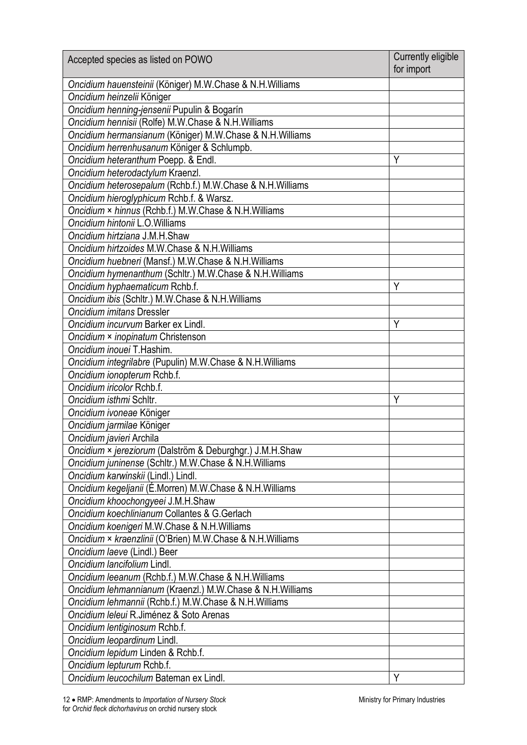| Accepted species as listed on POWO | Currently eligible for import |
| --- | --- |
| *Oncidium hauensteinii* (Königer) M.W.Chase & N.H.Williams | |
| *Oncidium heinzelii* Königer | |
| *Oncidium henning-jensenii* Pupulin & Bogarín | |
| *Oncidium hennisii* (Rolfe) M.W.Chase & N.H.Williams | |
| *Oncidium hermansianum* (Königer) M.W.Chase & N.H.Williams | |
| *Oncidium herrenhusanum* Königer & Schlumpb. | |
| *Oncidium heteranthum* Poepp. & Endl. | Y |
| *Oncidium heterodactylum* Kraenzl. | |
| *Oncidium heterosepalum* (Rchb.f.) M.W.Chase & N.H.Williams | |
| *Oncidium hieroglyphicum* Rchb.f. & Warsz. | |
| *Oncidium × hinnus* (Rchb.f.) M.W.Chase & N.H.Williams | |
| *Oncidium hintonii* L.O.Williams | |
| *Oncidium hirtziana* J.M.H.Shaw | |
| *Oncidium hirtzoides* M.W.Chase & N.H.Williams | |
| *Oncidium huebneri* (Mansf.) M.W.Chase & N.H.Williams | |
| *Oncidium hymenanthum* (Schltr.) M.W.Chase & N.H.Williams | |
| *Oncidium hyphaematicum* Rchb.f. | Y |
| *Oncidium ibis* (Schltr.) M.W.Chase & N.H.Williams | |
| *Oncidium imitans* Dressler | |
| *Oncidium incurvum* Barker ex Lindl. | Y |
| *Oncidium × inopinatum* Christenson | |
| *Oncidium inouei* T.Hashim. | |
| *Oncidium integrilabre* (Pupulin) M.W.Chase & N.H.Williams | |
| *Oncidium ionopterum* Rchb.f. | |
| *Oncidium iricolor* Rchb.f. | |
| *Oncidium isthmi* Schltr. | Y |
| *Oncidium ivoneae* Königer | |
| *Oncidium jarmilae* Königer | |
| *Oncidium javieri* Archila | |
| *Oncidium × jereziorum* (Dalström & Deburghgr.) J.M.H.Shaw | |
| *Oncidium juninense* (Schltr.) M.W.Chase & N.H.Williams | |
| *Oncidium karwinskii* (Lindl.) Lindl. | |
| *Oncidium kegeljanii* (É.Morren) M.W.Chase & N.H.Williams | |
| *Oncidium khoochongyeei* J.M.H.Shaw | |
| *Oncidium koechlinianum* Collantes & G.Gerlach | |
| *Oncidium koenigeri* M.W.Chase & N.H.Williams | |
| *Oncidium × kraenzlinii* (O'Brien) M.W.Chase & N.H.Williams | |
| *Oncidium laeve* (Lindl.) Beer | |
| *Oncidium lancifolium* Lindl. | |
| *Oncidium leeanum* (Rchb.f.) M.W.Chase & N.H.Williams | |
| *Oncidium lehmannianum* (Kraenzl.) M.W.Chase & N.H.Williams | |
| *Oncidium lehmannii* (Rchb.f.) M.W.Chase & N.H.Williams | |
| *Oncidium leleui* R.Jiménez & Soto Arenas | |
| *Oncidium lentiginosum* Rchb.f. | |
| *Oncidium leopardinum* Lindl. | |
| *Oncidium lepidum* Linden & Rchb.f. | |
| *Oncidium lepturum* Rchb.f. | |
| *Oncidium leucochilum* Bateman ex Lindl. | Y |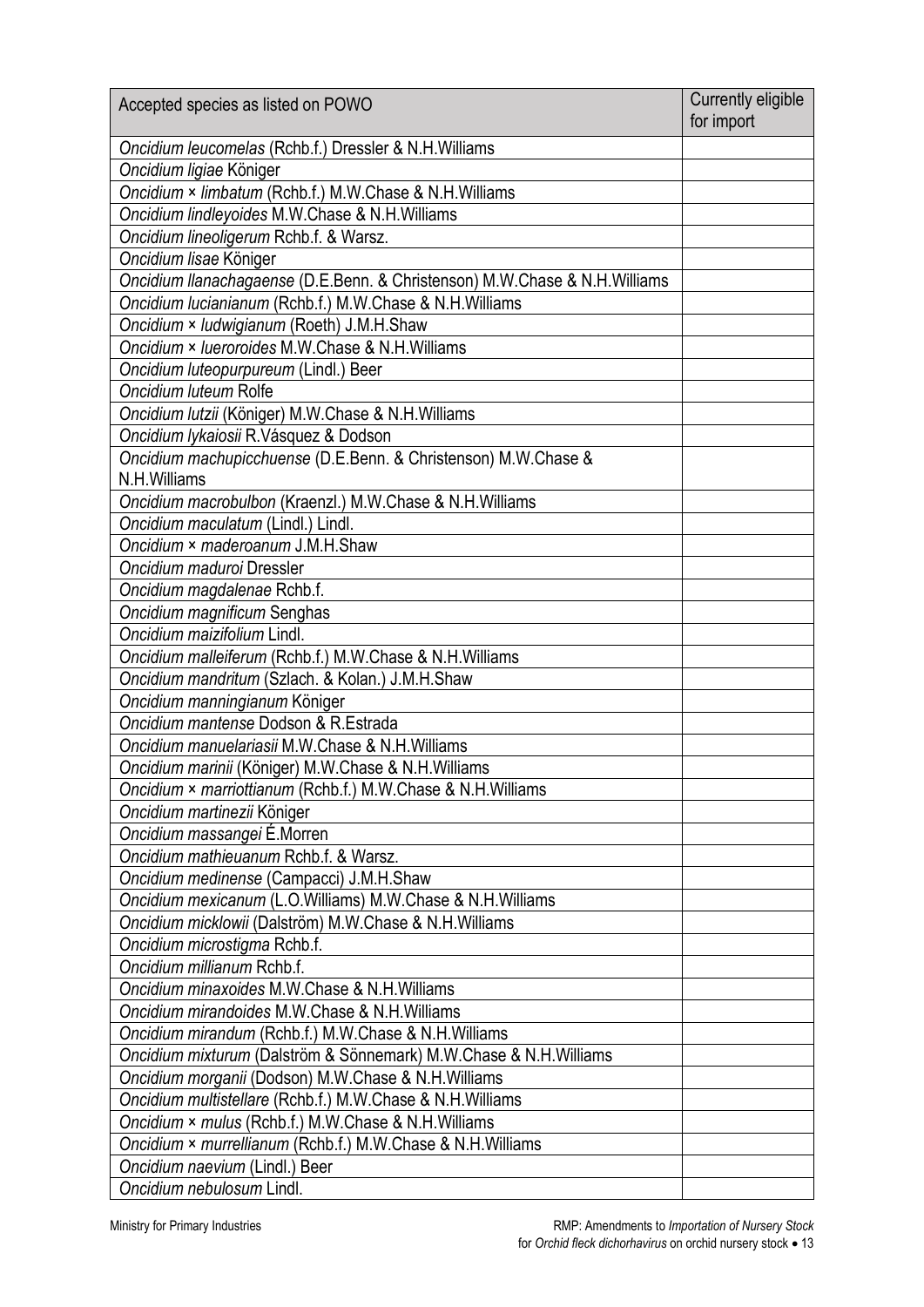| Accepted species as listed on POWO | Currently eligible for import |
|---|---|
| *Oncidium leucomelas* (Rchb.f.) Dressler & N.H.Williams | |
| *Oncidium ligiae* Königer | |
| *Oncidium × limbatum* (Rchb.f.) M.W.Chase & N.H.Williams | |
| *Oncidium lindleyoides* M.W.Chase & N.H.Williams | |
| *Oncidium lineoligerum* Rchb.f. & Warsz. | |
| *Oncidium lisae* Königer | |
| *Oncidium llanachagaense* (D.E.Benn. & Christenson) M.W.Chase & N.H.Williams | |
| *Oncidium lucianianum* (Rchb.f.) M.W.Chase & N.H.Williams | |
| *Oncidium × ludwigianum* (Roeth) J.M.H.Shaw | |
| *Oncidium × luerorоides* M.W.Chase & N.H.Williams | |
| *Oncidium luteopurpureum* (Lindl.) Beer | |
| *Oncidium luteum* Rolfe | |
| *Oncidium lutzii* (Königer) M.W.Chase & N.H.Williams | |
| *Oncidium lykaiosii* R.Vásquez & Dodson | |
| *Oncidium machupicchuense* (D.E.Benn. & Christenson) M.W.Chase & N.H.Williams | |
| *Oncidium macrobulbon* (Kraenzl.) M.W.Chase & N.H.Williams | |
| *Oncidium maculatum* (Lindl.) Lindl. | |
| *Oncidium × maderoanum* J.M.H.Shaw | |
| *Oncidium maduroi* Dressler | |
| *Oncidium magdalenae* Rchb.f. | |
| *Oncidium magnificum* Senghas | |
| *Oncidium maizifolium* Lindl. | |
| *Oncidium malleiferum* (Rchb.f.) M.W.Chase & N.H.Williams | |
| *Oncidium mandritum* (Szlach. & Kolan.) J.M.H.Shaw | |
| *Oncidium manningianum* Königer | |
| *Oncidium mantense* Dodson & R.Estrada | |
| *Oncidium manuelariasii* M.W.Chase & N.H.Williams | |
| *Oncidium marinii* (Königer) M.W.Chase & N.H.Williams | |
| *Oncidium × marriottianum* (Rchb.f.) M.W.Chase & N.H.Williams | |
| *Oncidium martinezii* Königer | |
| *Oncidium massangei* É.Morren | |
| *Oncidium mathieuanum* Rchb.f. & Warsz. | |
| *Oncidium medinense* (Campacci) J.M.H.Shaw | |
| *Oncidium mexicanum* (L.O.Williams) M.W.Chase & N.H.Williams | |
| *Oncidium micklowii* (Dalström) M.W.Chase & N.H.Williams | |
| *Oncidium microstigma* Rchb.f. | |
| *Oncidium millianum* Rchb.f. | |
| *Oncidium minaxoides* M.W.Chase & N.H.Williams | |
| *Oncidium mirandoides* M.W.Chase & N.H.Williams | |
| *Oncidium mirandum* (Rchb.f.) M.W.Chase & N.H.Williams | |
| *Oncidium mixturum* (Dalström & Sönnemark) M.W.Chase & N.H.Williams | |
| *Oncidium morganii* (Dodson) M.W.Chase & N.H.Williams | |
| *Oncidium multistellare* (Rchb.f.) M.W.Chase & N.H.Williams | |
| *Oncidium × mulus* (Rchb.f.) M.W.Chase & N.H.Williams | |
| *Oncidium × murrellianum* (Rchb.f.) M.W.Chase & N.H.Williams | |
| *Oncidium naevium* (Lindl.) Beer | |
| *Oncidium nebulosum* Lindl. | |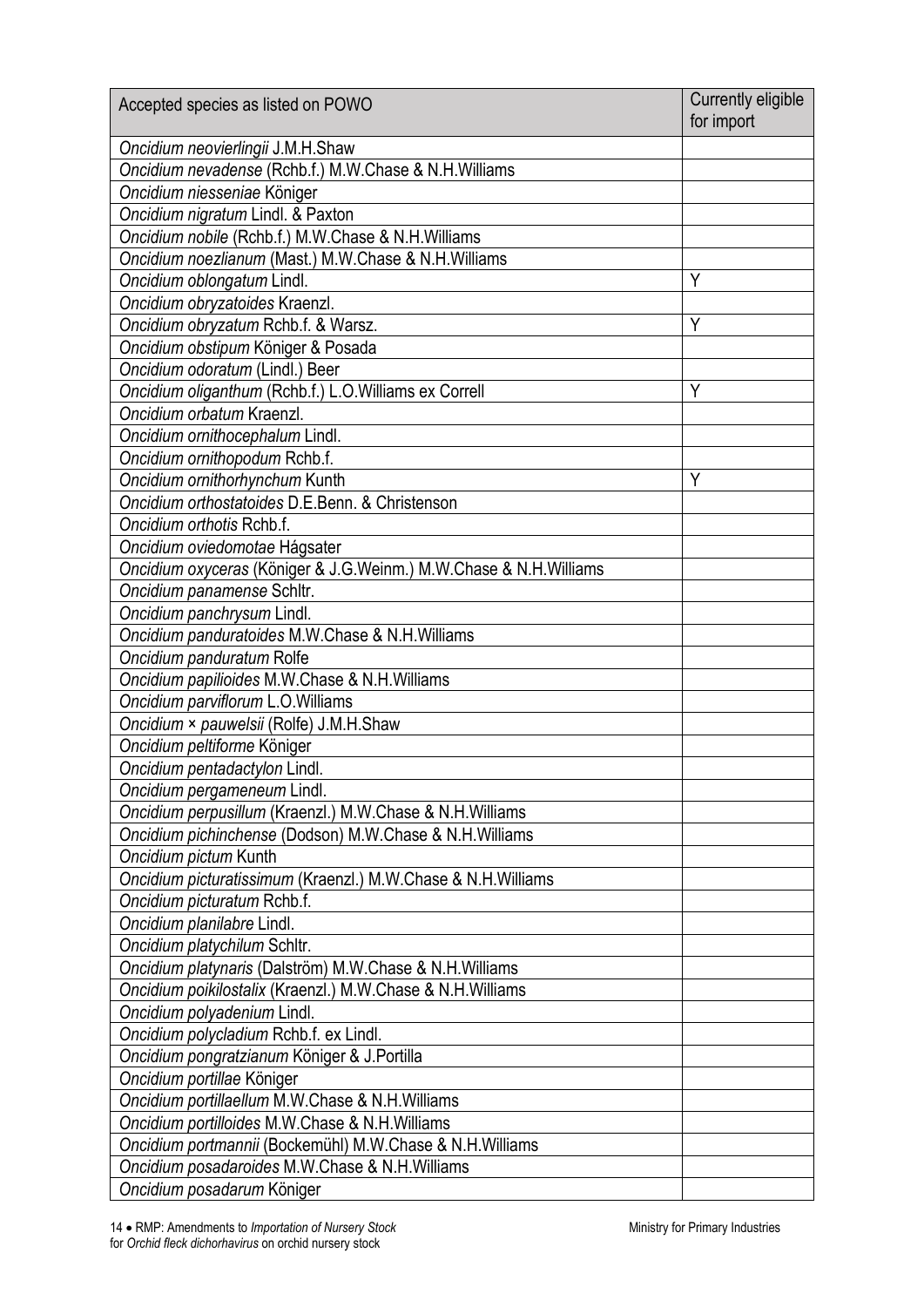| Accepted species as listed on POWO | Currently eligible for import |
|---|---|
| *Oncidium neovierlingii* J.M.H.Shaw | |
| *Oncidium nevadense* (Rchb.f.) M.W.Chase & N.H.Williams | |
| *Oncidium niesseniae* Königer | |
| *Oncidium nigratum* Lindl. & Paxton | |
| *Oncidium nobile* (Rchb.f.) M.W.Chase & N.H.Williams | |
| *Oncidium noezlianum* (Mast.) M.W.Chase & N.H.Williams | |
| *Oncidium oblongatum* Lindl. | Y |
| *Oncidium obryzatoides* Kraenzl. | |
| *Oncidium obryzatum* Rchb.f. & Warsz. | Y |
| *Oncidium obstipum* Königer & Posada | |
| *Oncidium odoratum* (Lindl.) Beer | |
| *Oncidium oliganthum* (Rchb.f.) L.O.Williams ex Correll | Y |
| *Oncidium orbatum* Kraenzl. | |
| *Oncidium ornithocephalum* Lindl. | |
| *Oncidium ornithopodum* Rchb.f. | |
| *Oncidium ornithorhynchum* Kunth | Y |
| *Oncidium orthostatoides* D.E.Benn. & Christenson | |
| *Oncidium orthotis* Rchb.f. | |
| *Oncidium oviedomotae* Hágsater | |
| *Oncidium oxyceras* (Königer & J.G.Weinm.) M.W.Chase & N.H.Williams | |
| *Oncidium panamense* Schltr. | |
| *Oncidium panchrysum* Lindl. | |
| *Oncidium panduratoides* M.W.Chase & N.H.Williams | |
| *Oncidium panduratum* Rolfe | |
| *Oncidium papilioides* M.W.Chase & N.H.Williams | |
| *Oncidium parviflorum* L.O.Williams | |
| *Oncidium × pauwelsii* (Rolfe) J.M.H.Shaw | |
| *Oncidium peltiforme* Königer | |
| *Oncidium pentadactylon* Lindl. | |
| *Oncidium pergameneum* Lindl. | |
| *Oncidium perpusillum* (Kraenzl.) M.W.Chase & N.H.Williams | |
| *Oncidium pichinchense* (Dodson) M.W.Chase & N.H.Williams | |
| *Oncidium pictum* Kunth | |
| *Oncidium picturatissimum* (Kraenzl.) M.W.Chase & N.H.Williams | |
| *Oncidium picturatum* Rchb.f. | |
| *Oncidium planilabre* Lindl. | |
| *Oncidium platychilum* Schltr. | |
| *Oncidium platynaris* (Dalström) M.W.Chase & N.H.Williams | |
| *Oncidium poikilostalix* (Kraenzl.) M.W.Chase & N.H.Williams | |
| *Oncidium polyadenium* Lindl. | |
| *Oncidium polycladium* Rchb.f. ex Lindl. | |
| *Oncidium pongratzianum* Königer & J.Portilla | |
| *Oncidium portillae* Königer | |
| *Oncidium portillaellum* M.W.Chase & N.H.Williams | |
| *Oncidium portilloides* M.W.Chase & N.H.Williams | |
| *Oncidium portmannii* (Bockemühl) M.W.Chase & N.H.Williams | |
| *Oncidium posadaroides* M.W.Chase & N.H.Williams | |
| *Oncidium posadarum* Königer | |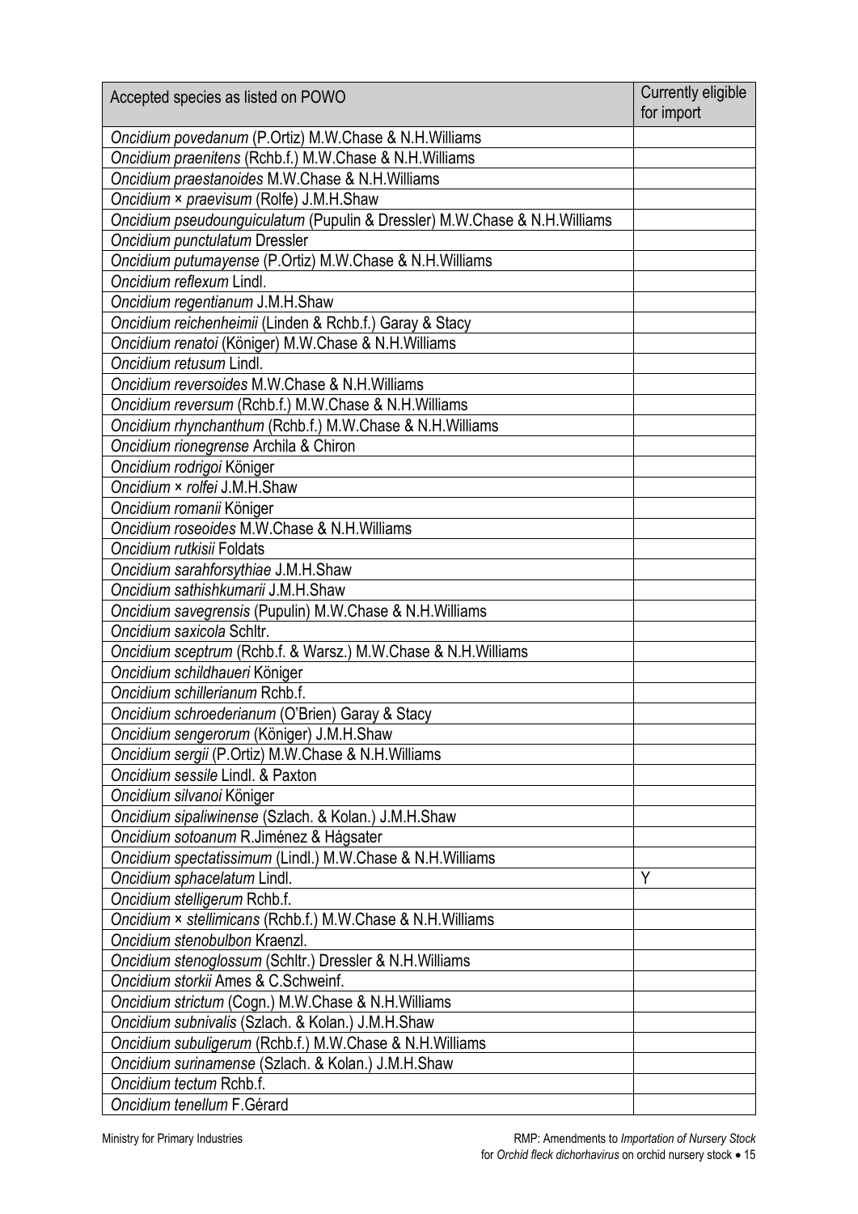| Accepted species as listed on POWO | Currently eligible for import |
|---|---|
| *Oncidium povedanum* (P.Ortiz) M.W.Chase & N.H.Williams | |
| *Oncidium praenitens* (Rchb.f.) M.W.Chase & N.H.Williams | |
| *Oncidium praestanoides* M.W.Chase & N.H.Williams | |
| *Oncidium × praevisum* (Rolfe) J.M.H.Shaw | |
| *Oncidium pseudounguiculatum* (Pupulin & Dressler) M.W.Chase & N.H.Williams | |
| *Oncidium punctulatum* Dressler | |
| *Oncidium putumayense* (P.Ortiz) M.W.Chase & N.H.Williams | |
| *Oncidium reflexum* Lindl. | |
| *Oncidium regentianum* J.M.H.Shaw | |
| *Oncidium reichenheimii* (Linden & Rchb.f.) Garay & Stacy | |
| *Oncidium renatoi* (Königer) M.W.Chase & N.H.Williams | |
| *Oncidium retusum* Lindl. | |
| *Oncidium reversoides* M.W.Chase & N.H.Williams | |
| *Oncidium reversum* (Rchb.f.) M.W.Chase & N.H.Williams | |
| *Oncidium rhynchanthum* (Rchb.f.) M.W.Chase & N.H.Williams | |
| *Oncidium rionegrense* Archila & Chiron | |
| *Oncidium rodrigoi* Königer | |
| *Oncidium × rolfei* J.M.H.Shaw | |
| *Oncidium romanii* Königer | |
| *Oncidium roseoides* M.W.Chase & N.H.Williams | |
| *Oncidium rutkisii* Foldats | |
| *Oncidium sarahforsythiae* J.M.H.Shaw | |
| *Oncidium sathishkumarii* J.M.H.Shaw | |
| *Oncidium savegrensis* (Pupulin) M.W.Chase & N.H.Williams | |
| *Oncidium saxicola* Schltr. | |
| *Oncidium sceptrum* (Rchb.f. & Warsz.) M.W.Chase & N.H.Williams | |
| *Oncidium schildhaueri* Königer | |
| *Oncidium schillerianum* Rchb.f. | |
| *Oncidium schroederianum* (O'Brien) Garay & Stacy | |
| *Oncidium sengerorum* (Königer) J.M.H.Shaw | |
| *Oncidium sergii* (P.Ortiz) M.W.Chase & N.H.Williams | |
| *Oncidium sessile* Lindl. & Paxton | |
| *Oncidium silvanoi* Königer | |
| *Oncidium sipaliwinense* (Szlach. & Kolan.) J.M.H.Shaw | |
| *Oncidium sotoanum* R.Jiménez & Hágsater | |
| *Oncidium spectatissimum* (Lindl.) M.W.Chase & N.H.Williams | |
| *Oncidium sphacelatum* Lindl. | Y |
| *Oncidium stelligerum* Rchb.f. | |
| *Oncidium × stellimicans* (Rchb.f.) M.W.Chase & N.H.Williams | |
| *Oncidium stenobulbon* Kraenzl. | |
| *Oncidium stenoglossum* (Schltr.) Dressler & N.H.Williams | |
| *Oncidium storkii* Ames & C.Schweinf. | |
| *Oncidium strictum* (Cogn.) M.W.Chase & N.H.Williams | |
| *Oncidium subnivalis* (Szlach. & Kolan.) J.M.H.Shaw | |
| *Oncidium subuligerum* (Rchb.f.) M.W.Chase & N.H.Williams | |
| *Oncidium surinamense* (Szlach. & Kolan.) J.M.H.Shaw | |
| *Oncidium tectum* Rchb.f. | |
| *Oncidium tenellum* F.Gérard | |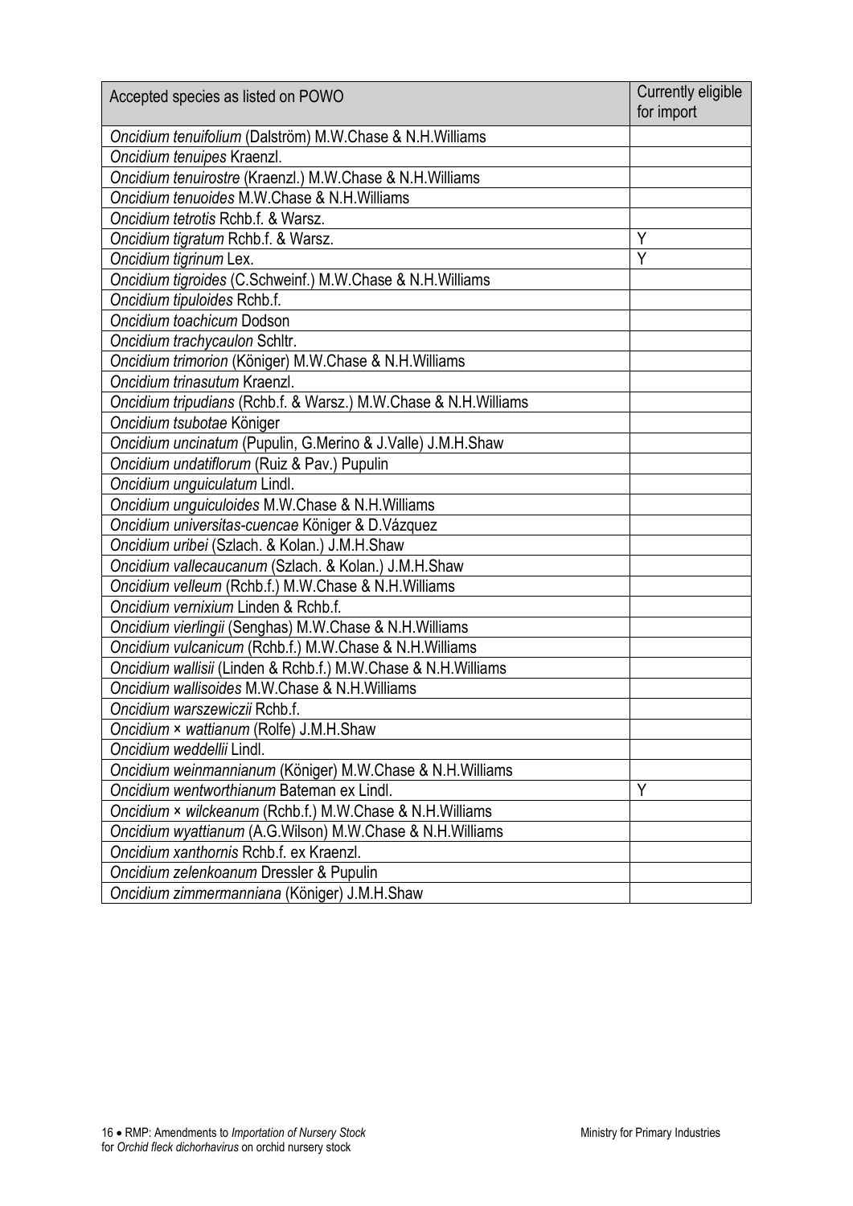| Accepted species as listed on POWO | Currently eligible for import |
|---|---|
| *Oncidium tenuifolium* (Dalström) M.W.Chase & N.H.Williams | |
| *Oncidium tenuipes* Kraenzl. | |
| *Oncidium tenuirostre* (Kraenzl.) M.W.Chase & N.H.Williams | |
| *Oncidium tenuoides* M.W.Chase & N.H.Williams | |
| *Oncidium tetrotis* Rchb.f. & Warsz. | |
| *Oncidium tigratum* Rchb.f. & Warsz. | Y |
| *Oncidium tigrinum* Lex. | Y |
| *Oncidium tigroides* (C.Schweinf.) M.W.Chase & N.H.Williams | |
| *Oncidium tipuloides* Rchb.f. | |
| *Oncidium toachicum* Dodson | |
| *Oncidium trachycaulon* Schltr. | |
| *Oncidium trimorion* (Königer) M.W.Chase & N.H.Williams | |
| *Oncidium trinasutum* Kraenzl. | |
| *Oncidium tripudians* (Rchb.f. & Warsz.) M.W.Chase & N.H.Williams | |
| *Oncidium tsubotae* Königer | |
| *Oncidium uncinatum* (Pupulin, G.Merino & J.Valle) J.M.H.Shaw | |
| *Oncidium undatiflorum* (Ruiz & Pav.) Pupulin | |
| *Oncidium unguiculatum* Lindl. | |
| *Oncidium unguiculoides* M.W.Chase & N.H.Williams | |
| *Oncidium universitas-cuencae* Königer & D.Vázquez | |
| *Oncidium uribei* (Szlach. & Kolan.) J.M.H.Shaw | |
| *Oncidium vallecaucanum* (Szlach. & Kolan.) J.M.H.Shaw | |
| *Oncidium velleum* (Rchb.f.) M.W.Chase & N.H.Williams | |
| *Oncidium vernixium* Linden & Rchb.f. | |
| *Oncidium vierlingii* (Senghas) M.W.Chase & N.H.Williams | |
| *Oncidium vulcanicum* (Rchb.f.) M.W.Chase & N.H.Williams | |
| *Oncidium wallisii* (Linden & Rchb.f.) M.W.Chase & N.H.Williams | |
| *Oncidium wallisoides* M.W.Chase & N.H.Williams | |
| *Oncidium warszewiczii* Rchb.f. | |
| *Oncidium × wattianum* (Rolfe) J.M.H.Shaw | |
| *Oncidium weddellii* Lindl. | |
| *Oncidium weinmannianum* (Königer) M.W.Chase & N.H.Williams | |
| *Oncidium wentworthianum* Bateman ex Lindl. | Y |
| *Oncidium × wilckeanum* (Rchb.f.) M.W.Chase & N.H.Williams | |
| *Oncidium wyattianum* (A.G.Wilson) M.W.Chase & N.H.Williams | |
| *Oncidium xanthornis* Rchb.f. ex Kraenzl. | |
| *Oncidium zelenkoanum* Dressler & Pupulin | |
| *Oncidium zimmermanniana* (Königer) J.M.H.Shaw | |